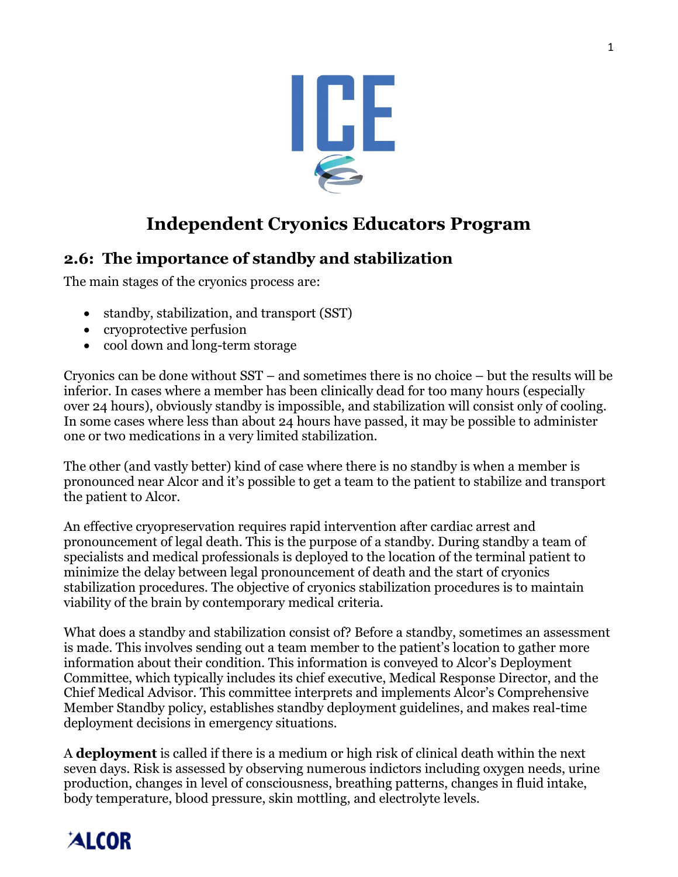# Independent Cryonics Educators Program

## 2.6: The importance of standby and stabilization

The main stages of the cryonics process are:

- standby, stabilization, and transport (SST)
- cryoprotective perfusion
- cool down and long-term storage

Cryonics can be done without SST – and sometimes there is no choice – but the results will be inferior. In cases where a member has been clinically dead for too many hours (especially over 24 hours), obviously standby is impossible, and stabilization will consist only of cooling. In some cases where less than about 24 hours have passed, it may be possible to administer one or two medications in a very limited stabilization.

The other (and vastly better) kind of case where there is no standby is when a member is pronounced near Alcor and it's possible to get a team to the patient to stabilize and transport the patient to Alcor.

An effective cryopreservation requires rapid intervention after cardiac arrest and pronouncement of legal death. This is the purpose of a standby. During standby a team of specialists and medical professionals is deployed to the location of the terminal patient to minimize the delay between legal pronouncement of death and the start of cryonics stabilization procedures. The objective of cryonics stabilization procedures is to maintain viability of the brain by contemporary medical criteria.

What does a standby and stabilization consist of? Before a standby, sometimes an assessment is made. This involves sending out a team member to the patient's location to gather more information about their condition. This information is conveyed to Alcor's Deployment Committee, which typically includes its chief executive, Medical Response Director, and the Chief Medical Advisor. This committee interprets and implements Alcor's Comprehensive Member Standby policy, establishes standby deployment guidelines, and makes real-time deployment decisions in emergency situations.

A **deployment** is called if there is a medium or high risk of clinical death within the next seven days. Risk is assessed by observing numerous indictors including oxygen needs, urine production, changes in level of consciousness, breathing patterns, changes in fluid intake, body temperature, blood pressure, skin mottling, and electrolyte levels.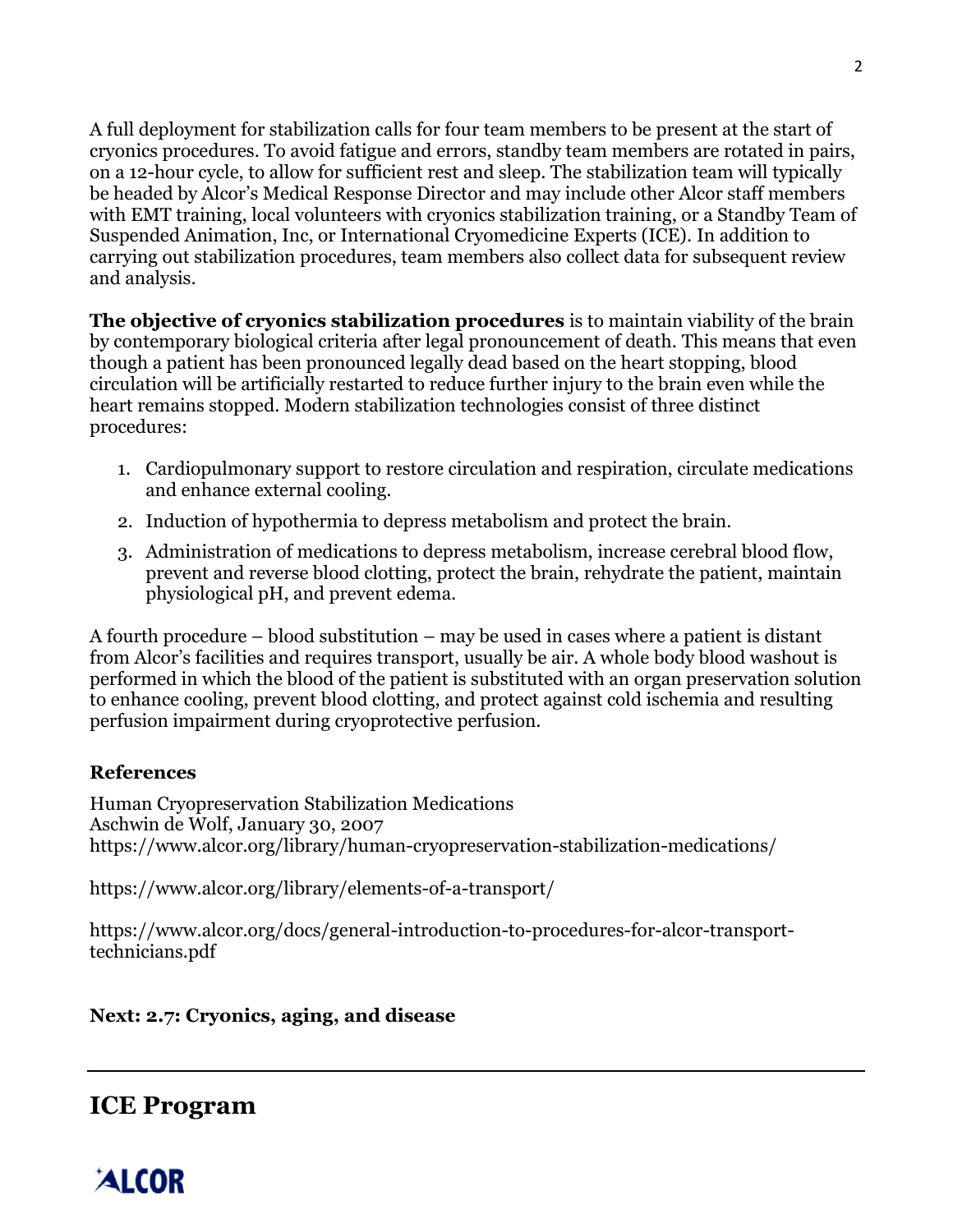A full deployment for stabilization calls for four team members to be present at the start of cryonics procedures. To avoid fatigue and errors, standby team members are rotated in pairs, on a 12-hour cycle, to allow for sufficient rest and sleep. The stabilization team will typically be headed by Alcor's Medical Response Director and may include other Alcor staff members with EMT training, local volunteers with cryonics stabilization training, or a Standby Team of Suspended Animation, Inc, or International Cryomedicine Experts (ICE). In addition to carrying out stabilization procedures, team members also collect data for subsequent review and analysis.

**The objective of cryonics stabilization procedures** is to maintain viability of the brain by contemporary biological criteria after legal pronouncement of death. This means that even though a patient has been pronounced legally dead based on the heart stopping, blood circulation will be artificially restarted to reduce further injury to the brain even while the heart remains stopped. Modern stabilization technologies consist of three distinct procedures:

1. Cardiopulmonary support to restore circulation and respiration, circulate medications and enhance external cooling.
2. Induction of hypothermia to depress metabolism and protect the brain.
3. Administration of medications to depress metabolism, increase cerebral blood flow, prevent and reverse blood clotting, protect the brain, rehydrate the patient, maintain physiological pH, and prevent edema.

A fourth procedure – blood substitution – may be used in cases where a patient is distant from Alcor's facilities and requires transport, usually be air. A whole body blood washout is performed in which the blood of the patient is substituted with an organ preservation solution to enhance cooling, prevent blood clotting, and protect against cold ischemia and resulting perfusion impairment during cryoprotective perfusion.

### References

Human Cryopreservation Stabilization Medications
Aschwin de Wolf, January 30, 2007
https://www.alcor.org/library/human-cryopreservation-stabilization-medications/

https://www.alcor.org/library/elements-of-a-transport/

https://www.alcor.org/docs/general-introduction-to-procedures-for-alcor-transport-technicians.pdf

**Next: 2.7: Cryonics, aging, and disease**

---

## ICE Program

ALCOR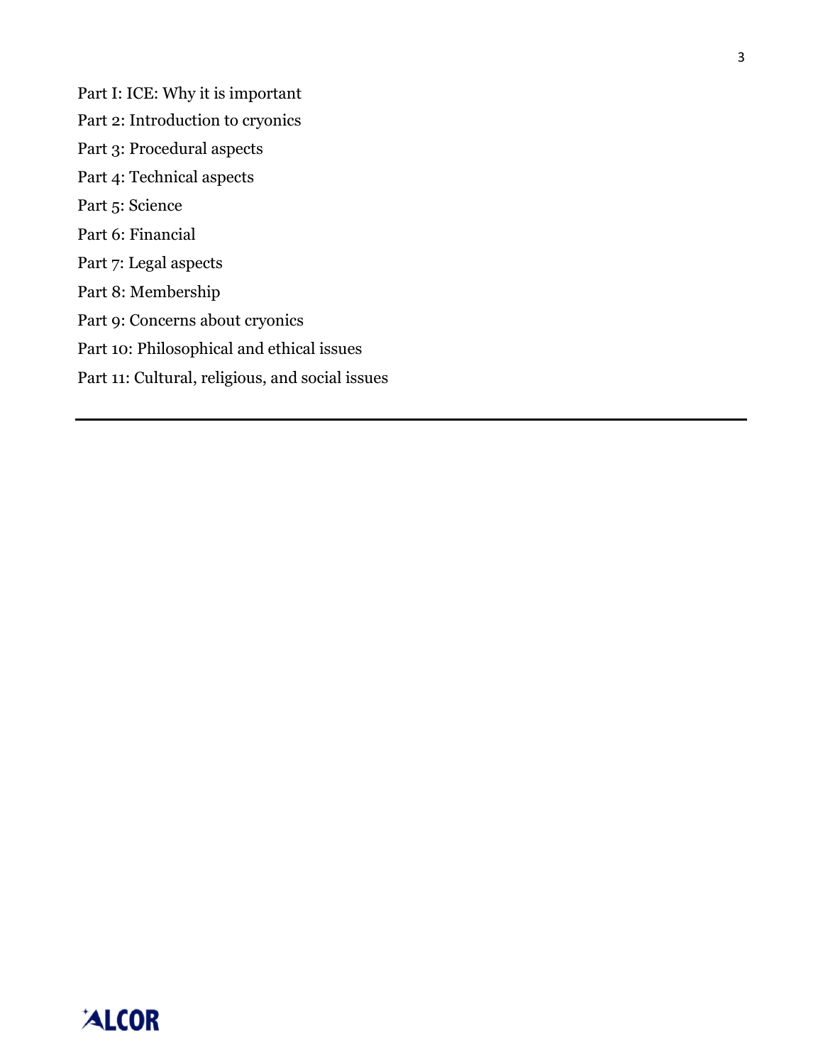Part I: ICE: Why it is important

Part 2: Introduction to cryonics

Part 3: Procedural aspects

Part 4: Technical aspects

Part 5: Science

Part 6: Financial

Part 7: Legal aspects

Part 8: Membership

Part 9: Concerns about cryonics

Part 10: Philosophical and ethical issues

Part 11: Cultural, religious, and social issues

---